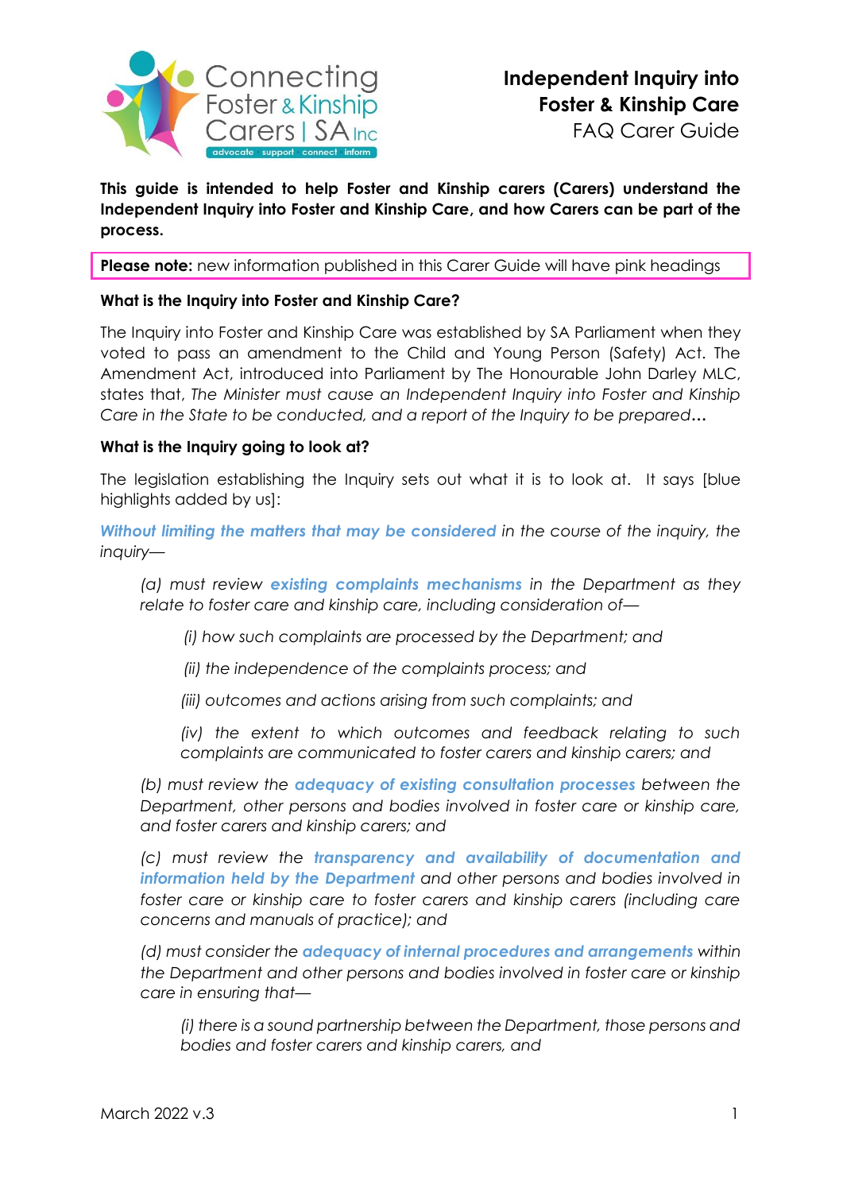# Independent Inquiry into Foster & Kinship Care

FAQ Carer Guide

**This guide is intended to help Foster and Kinship carers (Carers) understand the Independent Inquiry into Foster and Kinship Care, and how Carers can be part of the process.**

**Please note:** new information published in this Carer Guide will have pink headings

### What is the Inquiry into Foster and Kinship Care?

The Inquiry into Foster and Kinship Care was established by SA Parliament when they voted to pass an amendment to the Child and Young Person (Safety) Act. The Amendment Act, introduced into Parliament by The Honourable John Darley MLC, states that, *The Minister must cause an Independent Inquiry into Foster and Kinship Care in the State to be conducted, and a report of the Inquiry to be prepared…*

### What is the Inquiry going to look at?

The legislation establishing the Inquiry sets out what it is to look at. It says [blue highlights added by us]:

***Without limiting the matters that may be considered*** *in the course of the inquiry, the inquiry—*

> *(a) must review* ***existing complaints mechanisms*** *in the Department as they relate to foster care and kinship care, including consideration of—*
>
> > *(i) how such complaints are processed by the Department; and*
> >
> > *(ii) the independence of the complaints process; and*
> >
> > *(iii) outcomes and actions arising from such complaints; and*
> >
> > *(iv) the extent to which outcomes and feedback relating to such complaints are communicated to foster carers and kinship carers; and*
>
> *(b) must review the* ***adequacy of existing consultation processes*** *between the Department, other persons and bodies involved in foster care or kinship care, and foster carers and kinship carers; and*
>
> *(c) must review the* ***transparency and availability of documentation and information held by the Department*** *and other persons and bodies involved in foster care or kinship care to foster carers and kinship carers (including care concerns and manuals of practice); and*
>
> *(d) must consider the* ***adequacy of internal procedures and arrangements*** *within the Department and other persons and bodies involved in foster care or kinship care in ensuring that—*
>
> > *(i) there is a sound partnership between the Department, those persons and bodies and foster carers and kinship carers, and*

March 2022 v.3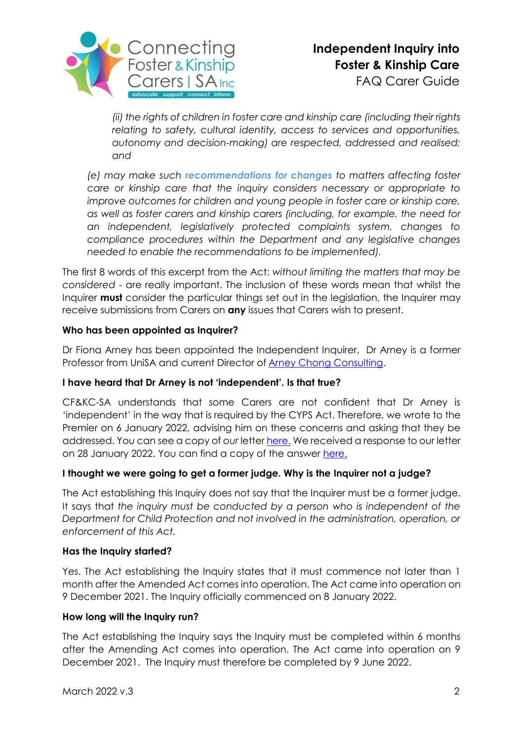*(ii) the rights of children in foster care and kinship care (including their rights relating to safety, cultural identity, access to services and opportunities, autonomy and decision-making) are respected, addressed and realised; and*

*(e) may make such* ***recommendations for changes*** *to matters affecting foster care or kinship care that the inquiry considers necessary or appropriate to improve outcomes for children and young people in foster care or kinship care, as well as foster carers and kinship carers (including, for example, the need for an independent, legislatively protected complaints system, changes to compliance procedures within the Department and any legislative changes needed to enable the recommendations to be implemented).*

The first 8 words of this excerpt from the Act: *without limiting the matters that may be considered* - are really important. The inclusion of these words mean that whilst the Inquirer **must** consider the particular things set out in the legislation, the Inquirer may receive submissions from Carers on **any** issues that Carers wish to present.

**Who has been appointed as Inquirer?**

Dr Fiona Arney has been appointed the Independent Inquirer. Dr Arney is a former Professor from UniSA and current Director of Arney Chong Consulting.

**I have heard that Dr Arney is not 'independent'. Is that true?**

CF&KC-SA understands that some Carers are not confident that Dr Arney is 'independent' in the way that is required by the CYPS Act. Therefore, we wrote to the Premier on 6 January 2022, advising him on these concerns and asking that they be addressed. You can see a copy of *our* letter here. We received a response to our letter on 28 January 2022. You can find a copy of the answer here.

**I thought we were going to get a former judge. Why is the Inquirer not a judge?**

The Act establishing this Inquiry does not say that the Inquirer must be a former judge. It says that *the inquiry must be conducted by a person who is independent of the Department for Child Protection and not involved in the administration, operation, or enforcement of this Act.*

**Has the Inquiry started?**

Yes. The Act establishing the Inquiry states that it must commence not later than 1 month after the Amended Act comes into operation. The Act came into operation on 9 December 2021. The Inquiry officially commenced on 8 January 2022.

**How long will the Inquiry run?**

The Act establishing the Inquiry says the Inquiry must be completed within 6 months after the Amending Act comes into operation. The Act came into operation on 9 December 2021. The Inquiry must therefore be completed by 9 June 2022.

March 2022 v.3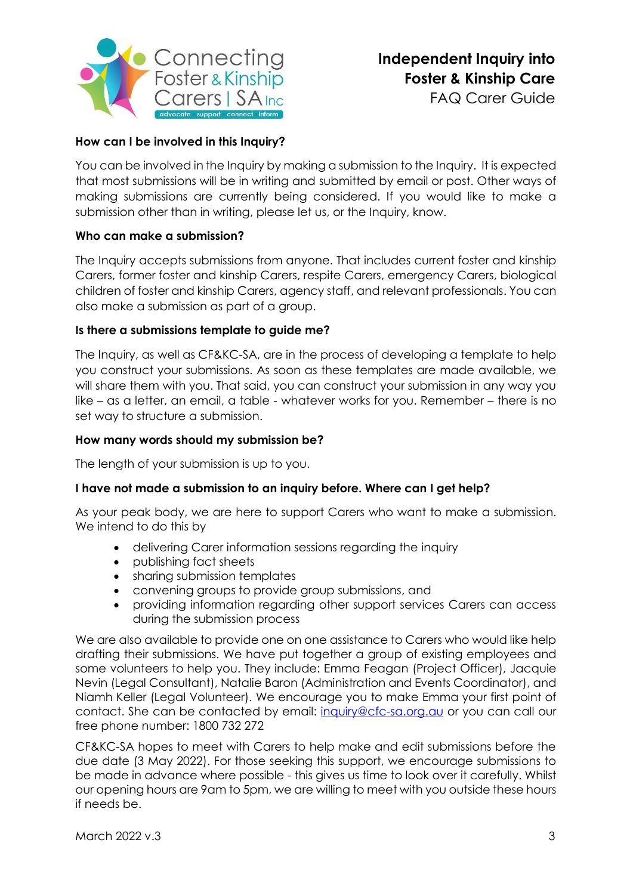### How can I be involved in this Inquiry?

You can be involved in the Inquiry by making a submission to the Inquiry. It is expected that most submissions will be in writing and submitted by email or post. Other ways of making submissions are currently being considered. If you would like to make a submission other than in writing, please let us, or the Inquiry, know.

### Who can make a submission?

The Inquiry accepts submissions from anyone. That includes current foster and kinship Carers, former foster and kinship Carers, respite Carers, emergency Carers, biological children of foster and kinship Carers, agency staff, and relevant professionals. You can also make a submission as part of a group.

### Is there a submissions template to guide me?

The Inquiry, as well as CF&KC-SA, are in the process of developing a template to help you construct your submissions. As soon as these templates are made available, we will share them with you. That said, you can construct your submission in any way you like – as a letter, an email, a table - whatever works for you. Remember – there is no set way to structure a submission.

### How many words should my submission be?

The length of your submission is up to you.

### I have not made a submission to an inquiry before. Where can I get help?

As your peak body, we are here to support Carers who want to make a submission. We intend to do this by

- delivering Carer information sessions regarding the inquiry
- publishing fact sheets
- sharing submission templates
- convening groups to provide group submissions, and
- providing information regarding other support services Carers can access during the submission process

We are also available to provide one on one assistance to Carers who would like help drafting their submissions. We have put together a group of existing employees and some volunteers to help you. They include: Emma Feagan (Project Officer), Jacquie Nevin (Legal Consultant), Natalie Baron (Administration and Events Coordinator), and Niamh Keller (Legal Volunteer). We encourage you to make Emma your first point of contact. She can be contacted by email: inquiry@cfc-sa.org.au or you can call our free phone number: 1800 732 272

CF&KC-SA hopes to meet with Carers to help make and edit submissions before the due date (3 May 2022). For those seeking this support, we encourage submissions to be made in advance where possible - this gives us time to look over it carefully. Whilst our opening hours are 9am to 5pm, we are willing to meet with you outside these hours if needs be.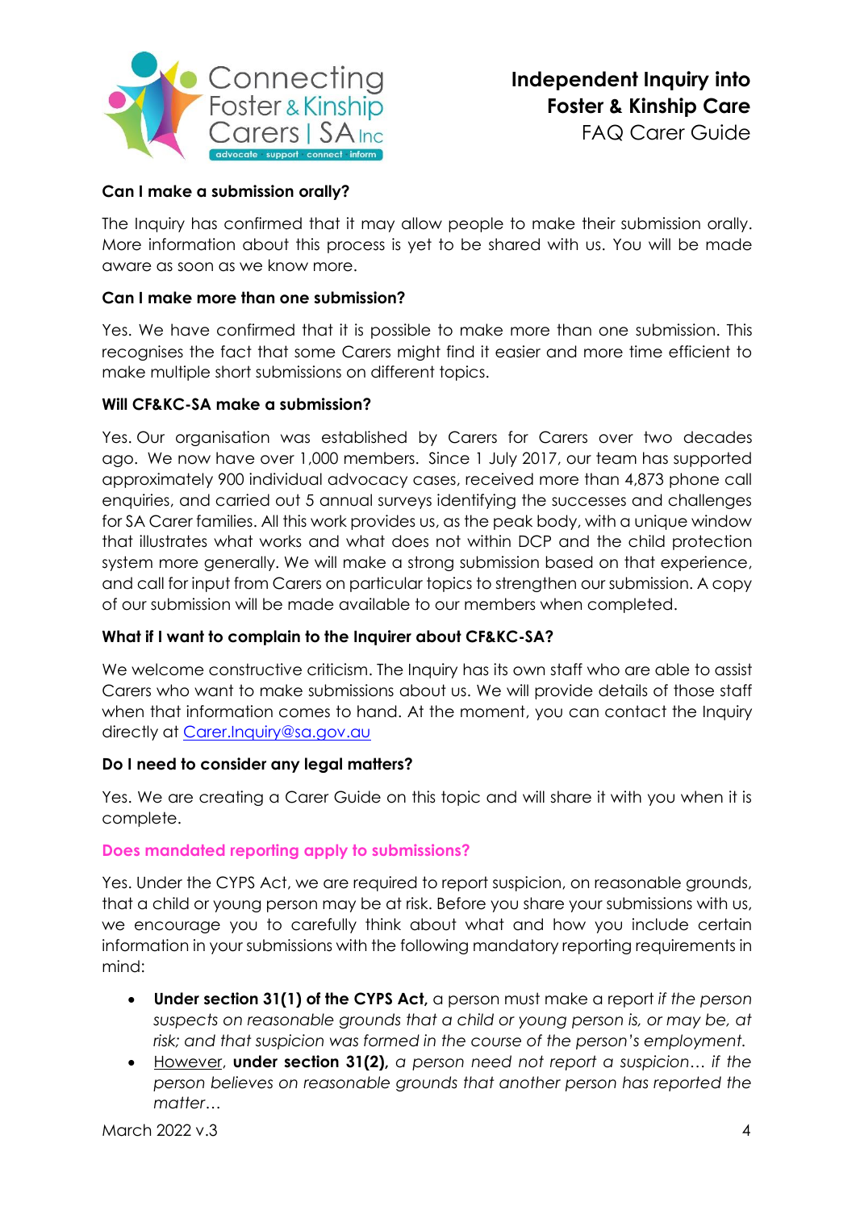### Can I make a submission orally?

The Inquiry has confirmed that it may allow people to make their submission orally. More information about this process is yet to be shared with us. You will be made aware as soon as we know more.

### Can I make more than one submission?

Yes. We have confirmed that it is possible to make more than one submission. This recognises the fact that some Carers might find it easier and more time efficient to make multiple short submissions on different topics.

### Will CF&KC-SA make a submission?

Yes. Our organisation was established by Carers for Carers over two decades ago. We now have over 1,000 members. Since 1 July 2017, our team has supported approximately 900 individual advocacy cases, received more than 4,873 phone call enquiries, and carried out 5 annual surveys identifying the successes and challenges for SA Carer families. All this work provides us, as the peak body, with a unique window that illustrates what works and what does not within DCP and the child protection system more generally. We will make a strong submission based on that experience, and call for input from Carers on particular topics to strengthen our submission. A copy of our submission will be made available to our members when completed.

### What if I want to complain to the Inquirer about CF&KC-SA?

We welcome constructive criticism. The Inquiry has its own staff who are able to assist Carers who want to make submissions about us. We will provide details of those staff when that information comes to hand. At the moment, you can contact the Inquiry directly at Carer.Inquiry@sa.gov.au

### Do I need to consider any legal matters?

Yes. We are creating a Carer Guide on this topic and will share it with you when it is complete.

### Does mandated reporting apply to submissions?

Yes. Under the CYPS Act, we are required to report suspicion, on reasonable grounds, that a child or young person may be at risk. Before you share your submissions with us, we encourage you to carefully think about what and how you include certain information in your submissions with the following mandatory reporting requirements in mind:

- **Under section 31(1) of the CYPS Act,** a person must make a report *if the person suspects on reasonable grounds that a child or young person is, or may be, at risk; and that suspicion was formed in the course of the person's employment.*
- However, **under section 31(2),** *a person need not report a suspicion… if the person believes on reasonable grounds that another person has reported the matter…*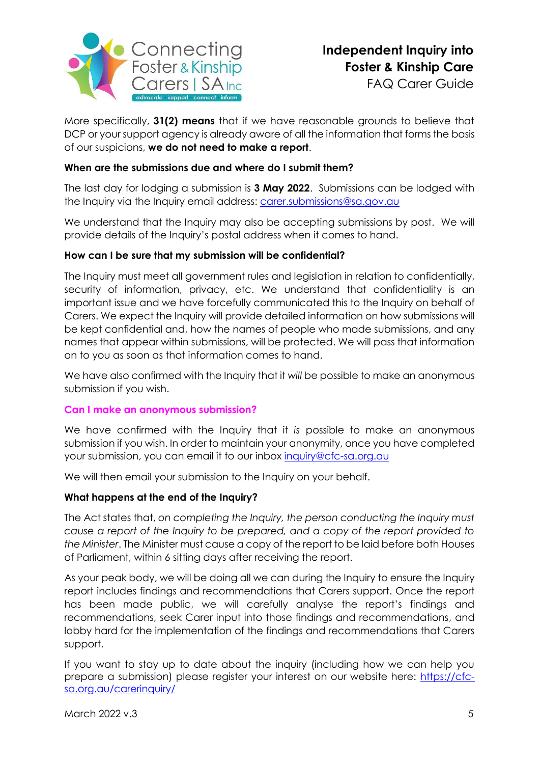More specifically, **31(2) means** that if we have reasonable grounds to believe that DCP or your support agency is already aware of all the information that forms the basis of our suspicions, **we do not need to make a report**.

**When are the submissions due and where do I submit them?**

The last day for lodging a submission is **3 May 2022**. Submissions can be lodged with the Inquiry via the Inquiry email address: carer.submissions@sa.gov.au

We understand that the Inquiry may also be accepting submissions by post. We will provide details of the Inquiry's postal address when it comes to hand.

**How can I be sure that my submission will be confidential?**

The Inquiry must meet all government rules and legislation in relation to confidentially, security of information, privacy, etc. We understand that confidentiality is an important issue and we have forcefully communicated this to the Inquiry on behalf of Carers. We expect the Inquiry will provide detailed information on how submissions will be kept confidential and, how the names of people who made submissions, and any names that appear within submissions, will be protected. We will pass that information on to you as soon as that information comes to hand.

We have also confirmed with the Inquiry that it *will* be possible to make an anonymous submission if you wish.

**Can I make an anonymous submission?**

We have confirmed with the Inquiry that it *is* possible to make an anonymous submission if you wish. In order to maintain your anonymity, once you have completed your submission, you can email it to our inbox inquiry@cfc-sa.org.au

We will then email your submission to the Inquiry on your behalf.

**What happens at the end of the Inquiry?**

The Act states that, *on completing the Inquiry, the person conducting the Inquiry must cause a report of the Inquiry to be prepared, and a copy of the report provided to the Minister*. The Minister must cause a copy of the report to be laid before both Houses of Parliament, within 6 sitting days after receiving the report.

As your peak body, we will be doing all we can during the Inquiry to ensure the Inquiry report includes findings and recommendations that Carers support. Once the report has been made public, we will carefully analyse the report's findings and recommendations, seek Carer input into those findings and recommendations, and lobby hard for the implementation of the findings and recommendations that Carers support.

If you want to stay up to date about the inquiry (including how we can help you prepare a submission) please register your interest on our website here: https://cfc-sa.org.au/carerinquiry/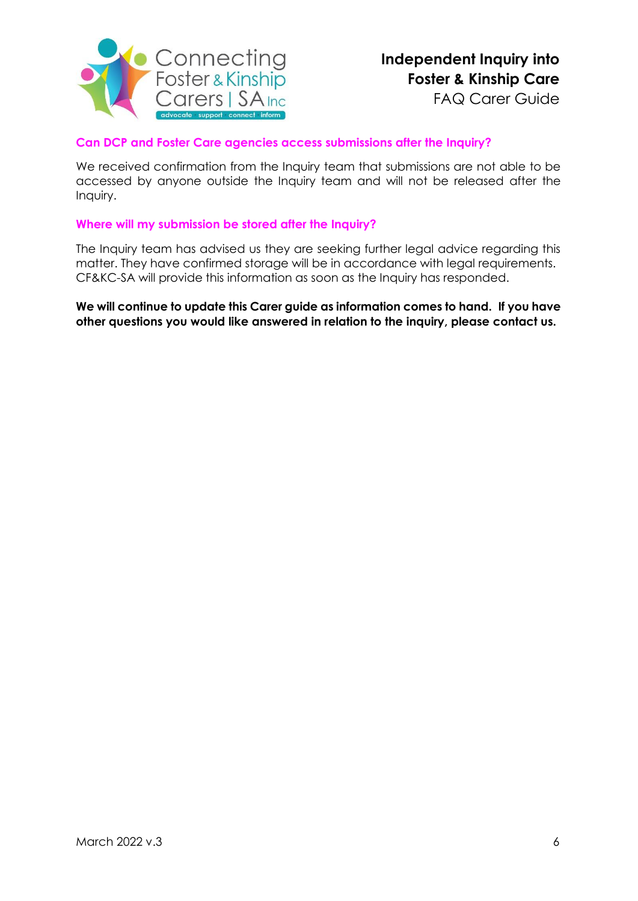### Can DCP and Foster Care agencies access submissions after the Inquiry?

We received confirmation from the Inquiry team that submissions are not able to be accessed by anyone outside the Inquiry team and will not be released after the Inquiry.

### Where will my submission be stored after the Inquiry?

The Inquiry team has advised us they are seeking further legal advice regarding this matter. They have confirmed storage will be in accordance with legal requirements. CF&KC-SA will provide this information as soon as the Inquiry has responded.

**We will continue to update this Carer guide as information comes to hand. If you have other questions you would like answered in relation to the inquiry, please contact us.**